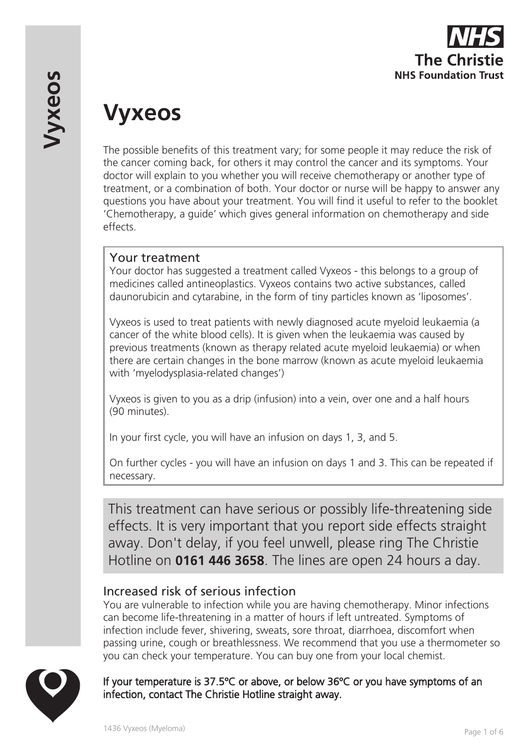# Vyxeos

The possible benefits of this treatment vary; for some people it may reduce the risk of the cancer coming back, for others it may control the cancer and its symptoms. Your doctor will explain to you whether you will receive chemotherapy or another type of treatment, or a combination of both. Your doctor or nurse will be happy to answer any questions you have about your treatment. You will find it useful to refer to the booklet 'Chemotherapy, a guide' which gives general information on chemotherapy and side effects.

## Your treatment

Your doctor has suggested a treatment called Vyxeos - this belongs to a group of medicines called antineoplastics. Vyxeos contains two active substances, called daunorubicin and cytarabine, in the form of tiny particles known as 'liposomes'.

Vyxeos is used to treat patients with newly diagnosed acute myeloid leukaemia (a cancer of the white blood cells). It is given when the leukaemia was caused by previous treatments (known as therapy related acute myeloid leukaemia) or when there are certain changes in the bone marrow (known as acute myeloid leukaemia with 'myelodysplasia-related changes')

Vyxeos is given to you as a drip (infusion) into a vein, over one and a half hours (90 minutes).

In your first cycle, you will have an infusion on days 1, 3, and 5.

On further cycles - you will have an infusion on days 1 and 3. This can be repeated if necessary.

This treatment can have serious or possibly life-threatening side effects. It is very important that you report side effects straight away. Don't delay, if you feel unwell, please ring The Christie Hotline on **0161 446 3658**. The lines are open 24 hours a day.

## Increased risk of serious infection

You are vulnerable to infection while you are having chemotherapy. Minor infections can become life-threatening in a matter of hours if left untreated. Symptoms of infection include fever, shivering, sweats, sore throat, diarrhoea, discomfort when passing urine, cough or breathlessness. We recommend that you use a thermometer so you can check your temperature. You can buy one from your local chemist.

**If your temperature is 37.5ºC or above, or below 36ºC or you have symptoms of an infection, contact The Christie Hotline straight away.**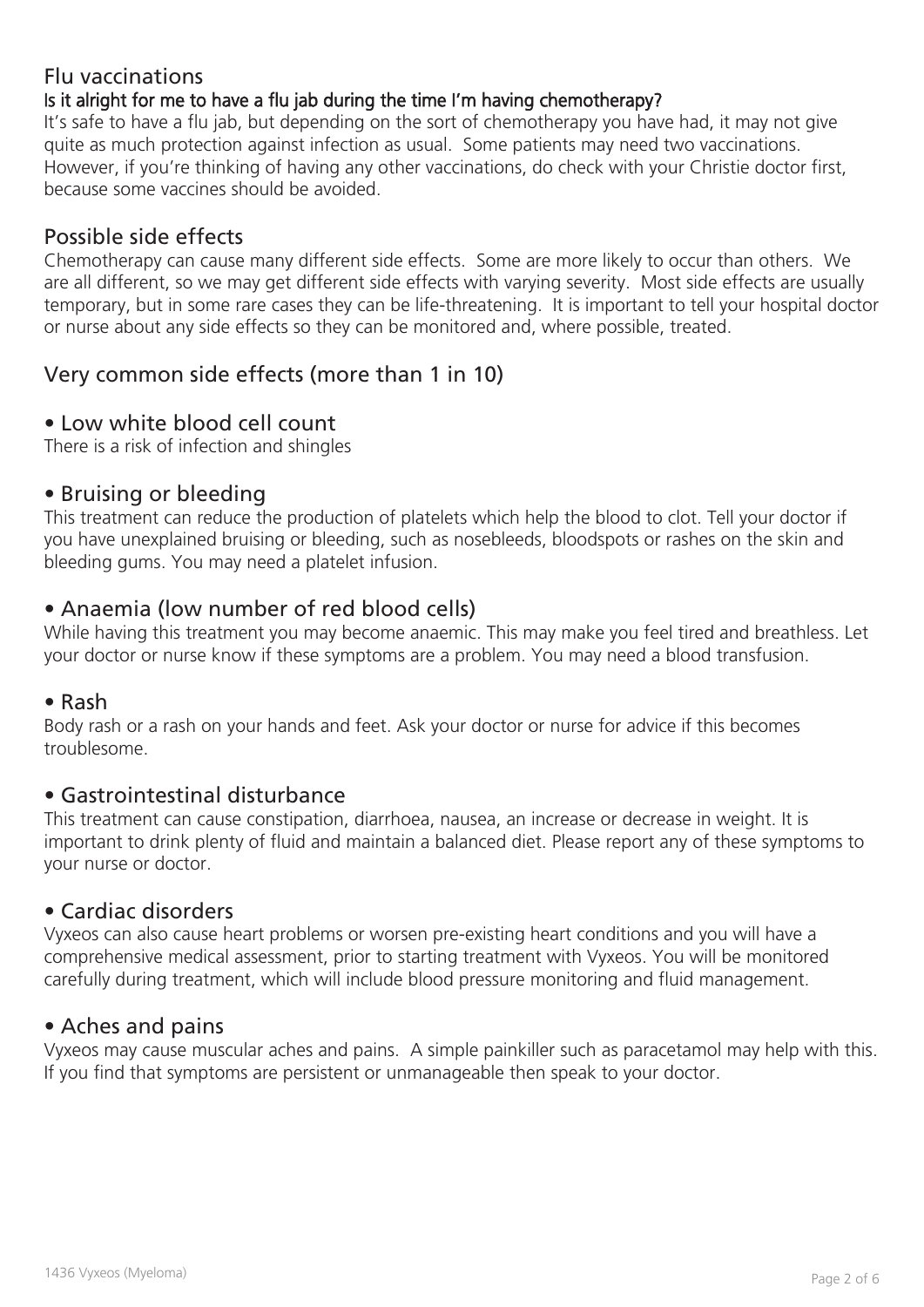## Flu vaccinations

**Is it alright for me to have a flu jab during the time I'm having chemotherapy?**

It's safe to have a flu jab, but depending on the sort of chemotherapy you have had, it may not give quite as much protection against infection as usual. Some patients may need two vaccinations. However, if you're thinking of having any other vaccinations, do check with your Christie doctor first, because some vaccines should be avoided.

## Possible side effects

Chemotherapy can cause many different side effects. Some are more likely to occur than others. We are all different, so we may get different side effects with varying severity. Most side effects are usually temporary, but in some rare cases they can be life-threatening. It is important to tell your hospital doctor or nurse about any side effects so they can be monitored and, where possible, treated.

## Very common side effects (more than 1 in 10)

### • Low white blood cell count

There is a risk of infection and shingles

### • Bruising or bleeding

This treatment can reduce the production of platelets which help the blood to clot. Tell your doctor if you have unexplained bruising or bleeding, such as nosebleeds, bloodspots or rashes on the skin and bleeding gums. You may need a platelet infusion.

### • Anaemia (low number of red blood cells)

While having this treatment you may become anaemic. This may make you feel tired and breathless. Let your doctor or nurse know if these symptoms are a problem. You may need a blood transfusion.

### • Rash

Body rash or a rash on your hands and feet. Ask your doctor or nurse for advice if this becomes troublesome.

### • Gastrointestinal disturbance

This treatment can cause constipation, diarrhoea, nausea, an increase or decrease in weight. It is important to drink plenty of fluid and maintain a balanced diet. Please report any of these symptoms to your nurse or doctor.

### • Cardiac disorders

Vyxeos can also cause heart problems or worsen pre-existing heart conditions and you will have a comprehensive medical assessment, prior to starting treatment with Vyxeos. You will be monitored carefully during treatment, which will include blood pressure monitoring and fluid management.

### • Aches and pains

Vyxeos may cause muscular aches and pains. A simple painkiller such as paracetamol may help with this. If you find that symptoms are persistent or unmanageable then speak to your doctor.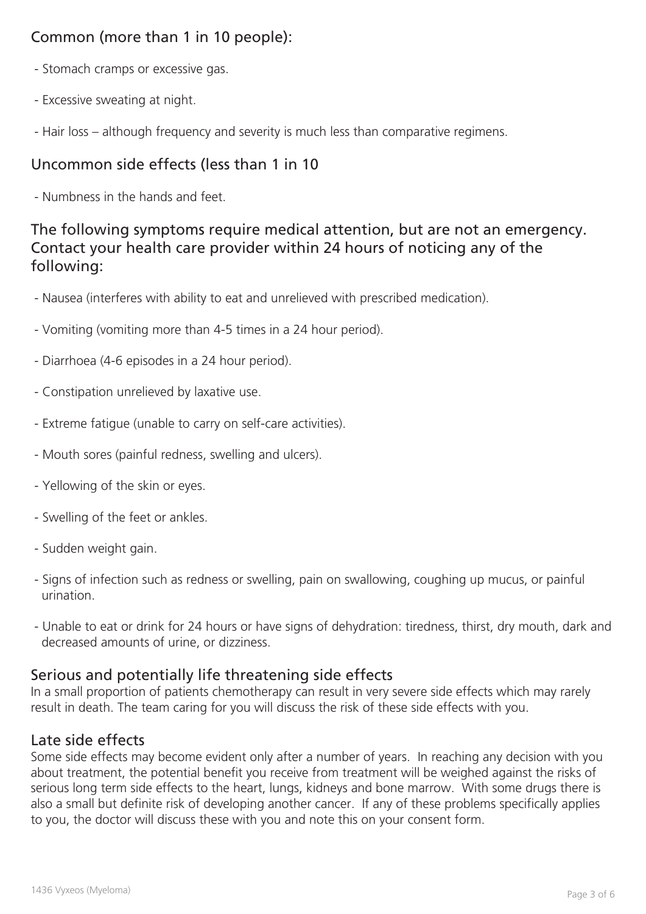## Common (more than 1 in 10 people):

- Stomach cramps or excessive gas.
- Excessive sweating at night.
- Hair loss – although frequency and severity is much less than comparative regimens.

## Uncommon side effects (less than 1 in 10

- Numbness in the hands and feet.

## The following symptoms require medical attention, but are not an emergency. Contact your health care provider within 24 hours of noticing any of the following:

- Nausea (interferes with ability to eat and unrelieved with prescribed medication).
- Vomiting (vomiting more than 4-5 times in a 24 hour period).
- Diarrhoea (4-6 episodes in a 24 hour period).
- Constipation unrelieved by laxative use.
- Extreme fatigue (unable to carry on self-care activities).
- Mouth sores (painful redness, swelling and ulcers).
- Yellowing of the skin or eyes.
- Swelling of the feet or ankles.
- Sudden weight gain.
- Signs of infection such as redness or swelling, pain on swallowing, coughing up mucus, or painful urination.
- Unable to eat or drink for 24 hours or have signs of dehydration: tiredness, thirst, dry mouth, dark and decreased amounts of urine, or dizziness.

## Serious and potentially life threatening side effects

In a small proportion of patients chemotherapy can result in very severe side effects which may rarely result in death. The team caring for you will discuss the risk of these side effects with you.

## Late side effects

Some side effects may become evident only after a number of years. In reaching any decision with you about treatment, the potential benefit you receive from treatment will be weighed against the risks of serious long term side effects to the heart, lungs, kidneys and bone marrow. With some drugs there is also a small but definite risk of developing another cancer. If any of these problems specifically applies to you, the doctor will discuss these with you and note this on your consent form.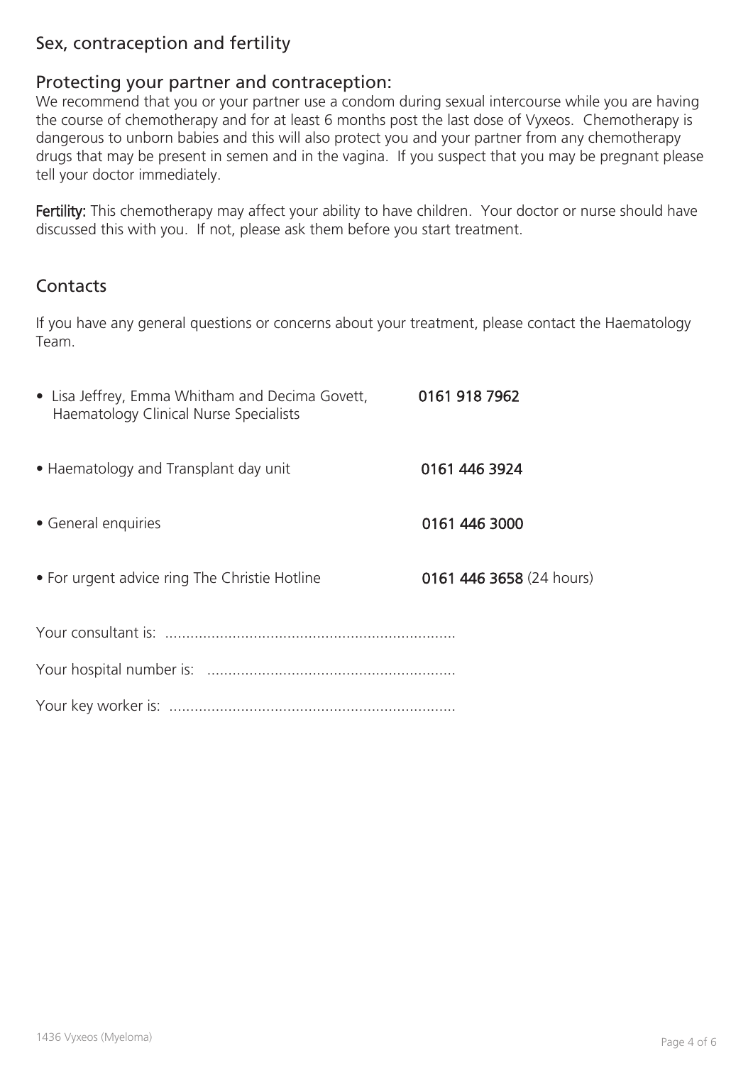## Sex, contraception and fertility

### Protecting your partner and contraception:

We recommend that you or your partner use a condom during sexual intercourse while you are having the course of chemotherapy and for at least 6 months post the last dose of Vyxeos. Chemotherapy is dangerous to unborn babies and this will also protect you and your partner from any chemotherapy drugs that may be present in semen and in the vagina. If you suspect that you may be pregnant please tell your doctor immediately.

**Fertility:** This chemotherapy may affect your ability to have children. Your doctor or nurse should have discussed this with you. If not, please ask them before you start treatment.

## Contacts

If you have any general questions or concerns about your treatment, please contact the Haematology Team.

- Lisa Jeffrey, Emma Whitham and Decima Govett, Haematology Clinical Nurse Specialists — **0161 918 7962**
- Haematology and Transplant day unit — **0161 446 3924**
- General enquiries — **0161 446 3000**
- For urgent advice ring The Christie Hotline — **0161 446 3658** (24 hours)

Your consultant is: ....................................................................

Your hospital number is: ..........................................................

Your key worker is: ...................................................................

1436 Vyxeos (Myeloma)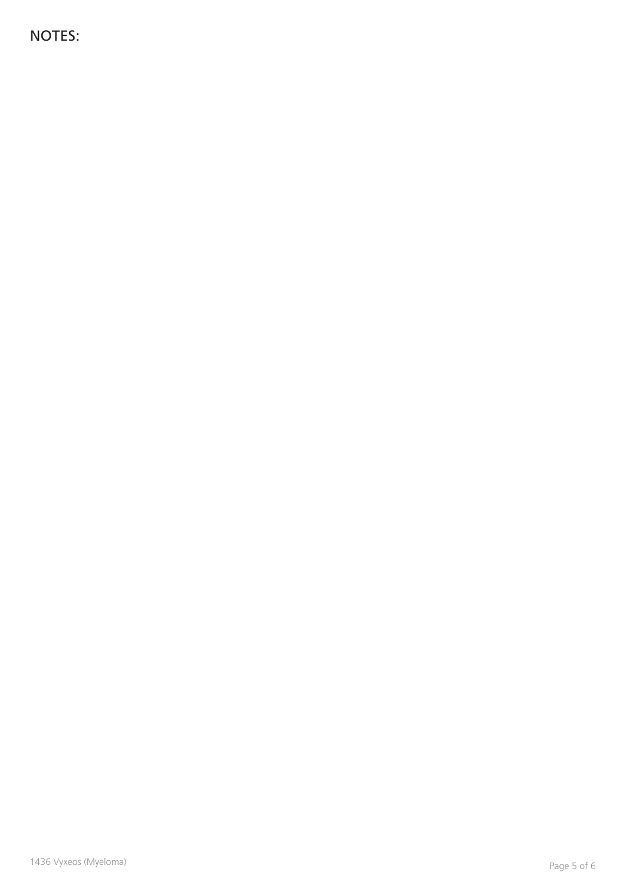NOTES: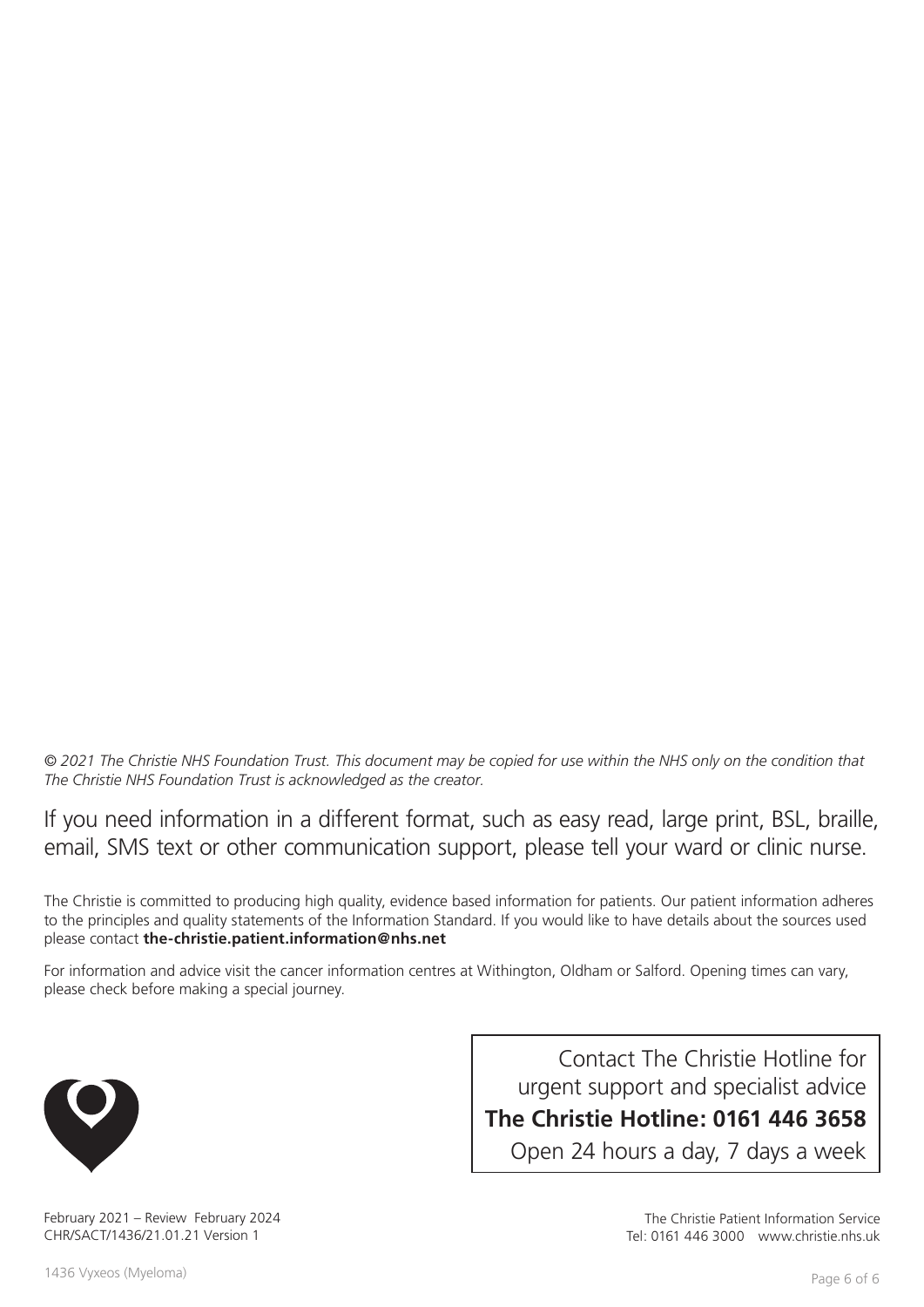*© 2021 The Christie NHS Foundation Trust. This document may be copied for use within the NHS only on the condition that The Christie NHS Foundation Trust is acknowledged as the creator.*

If you need information in a different format, such as easy read, large print, BSL, braille, email, SMS text or other communication support, please tell your ward or clinic nurse.

The Christie is committed to producing high quality, evidence based information for patients. Our patient information adheres to the principles and quality statements of the Information Standard. If you would like to have details about the sources used please contact **the-christie.patient.information@nhs.net**

For information and advice visit the cancer information centres at Withington, Oldham or Salford. Opening times can vary, please check before making a special journey.

Contact The Christie Hotline for urgent support and specialist advice

**The Christie Hotline: 0161 446 3658**

Open 24 hours a day, 7 days a week

February 2021 – Review February 2024
CHR/SACT/1436/21.01.21 Version 1

The Christie Patient Information Service
Tel: 0161 446 3000 www.christie.nhs.uk